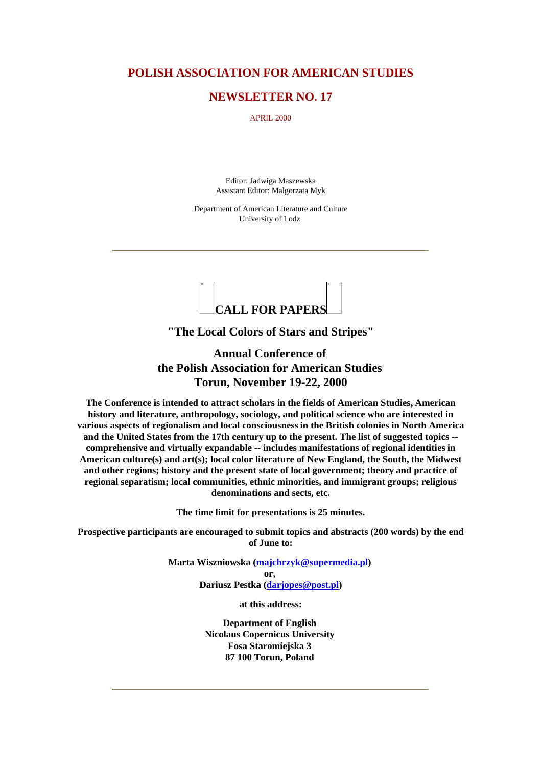# POLISH ASSOCIATION FOR AMERICAN STUDIES

## NEWSLETTER NO. 17

APRIL 2000

Editor: Jadwiga Maszewska
Assistant Editor: Malgorzata Myk

Department of American Literature and Culture
University of Lodz

---

## CALL FOR PAPERS

### "The Local Colors of Stars and Stripes"

### Annual Conference of the Polish Association for American Studies Torun, November 19-22, 2000

**The Conference is intended to attract scholars in the fields of American Studies, American history and literature, anthropology, sociology, and political science who are interested in various aspects of regionalism and local consciousness in the British colonies in North America and the United States from the 17th century up to the present. The list of suggested topics -- comprehensive and virtually expandable -- includes manifestations of regional identities in American culture(s) and art(s); local color literature of New England, the South, the Midwest and other regions; history and the present state of local government; theory and practice of regional separatism; local communities, ethnic minorities, and immigrant groups; religious denominations and sects, etc.**

**The time limit for presentations is 25 minutes.**

**Prospective participants are encouraged to submit topics and abstracts (200 words) by the end of June to:**

**Marta Wiszniowska (majchrzyk@supermedia.pl)**
**or,**
**Dariusz Pestka (darjopes@post.pl)**

**at this address:**

**Department of English**
**Nicolaus Copernicus University**
**Fosa Staromiejska 3**
**87 100 Torun, Poland**

---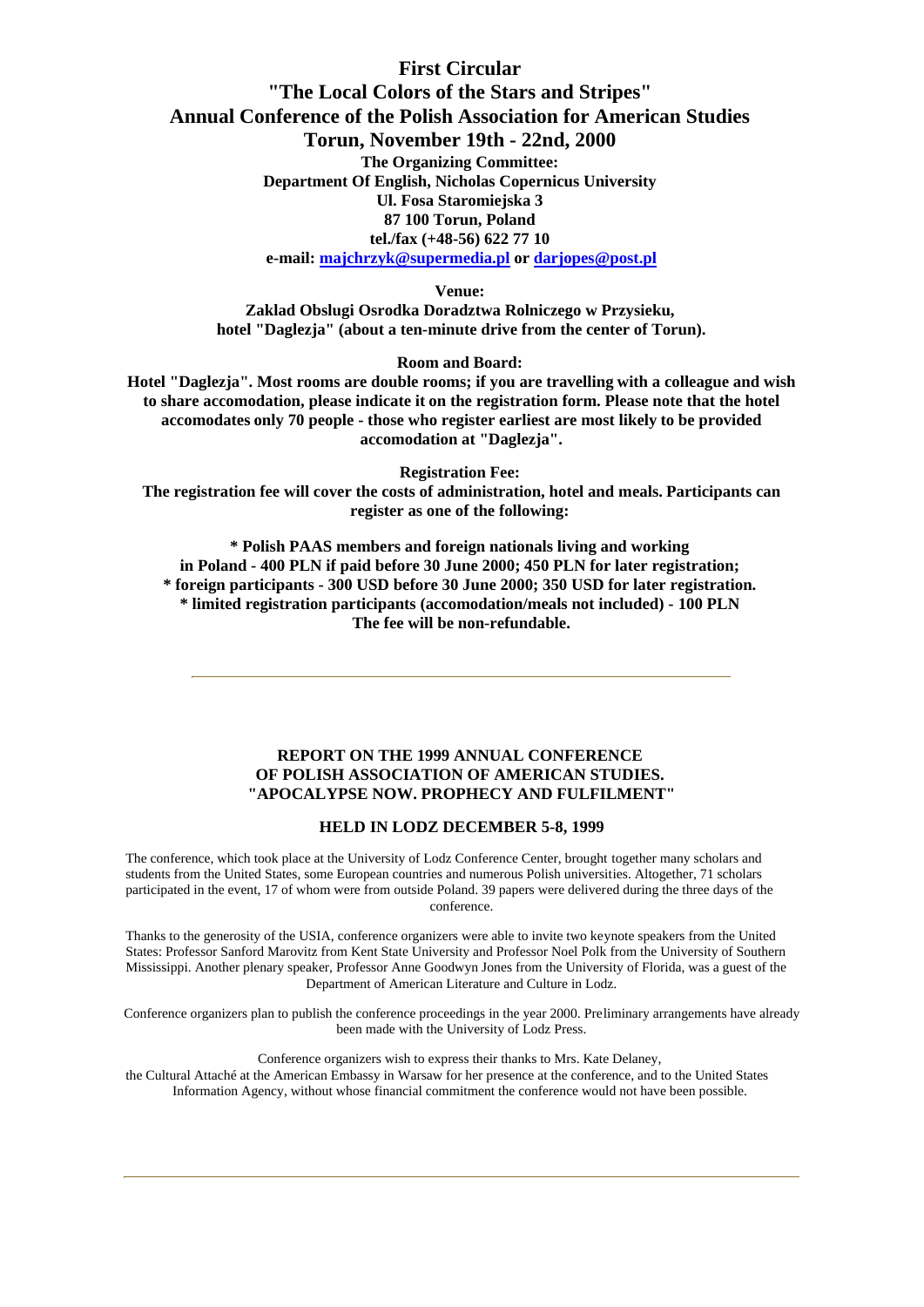# First Circular

## "The Local Colors of the Stars and Stripes"

## Annual Conference of the Polish Association for American Studies

## Torun, November 19th - 22nd, 2000

**The Organizing Committee:**
**Department Of English, Nicholas Copernicus University**
**Ul. Fosa Staromiejska 3**
**87 100 Torun, Poland**
**tel./fax (+48-56) 622 77 10**
**e-mail: majchrzyk@supermedia.pl or darjopes@post.pl**

**Venue:**

**Zaklad Obslugi Osrodka Doradztwa Rolniczego w Przysieku, hotel "Daglezja" (about a ten-minute drive from the center of Torun).**

**Room and Board:**

**Hotel "Daglezja". Most rooms are double rooms; if you are travelling with a colleague and wish to share accomodation, please indicate it on the registration form. Please note that the hotel accomodates only 70 people - those who register earliest are most likely to be provided accomodation at "Daglezja".**

**Registration Fee:**

**The registration fee will cover the costs of administration, hotel and meals. Participants can register as one of the following:**

**\* Polish PAAS members and foreign nationals living and working in Poland - 400 PLN if paid before 30 June 2000; 450 PLN for later registration;**
**\* foreign participants - 300 USD before 30 June 2000; 350 USD for later registration.**
**\* limited registration participants (accomodation/meals not included) - 100 PLN**
**The fee will be non-refundable.**

---

### REPORT ON THE 1999 ANNUAL CONFERENCE OF POLISH ASSOCIATION OF AMERICAN STUDIES. "APOCALYPSE NOW. PROPHECY AND FULFILMENT"

### HELD IN LODZ DECEMBER 5-8, 1999

The conference, which took place at the University of Lodz Conference Center, brought together many scholars and students from the United States, some European countries and numerous Polish universities. Altogether, 71 scholars participated in the event, 17 of whom were from outside Poland. 39 papers were delivered during the three days of the conference.

Thanks to the generosity of the USIA, conference organizers were able to invite two keynote speakers from the United States: Professor Sanford Marovitz from Kent State University and Professor Noel Polk from the University of Southern Mississippi. Another plenary speaker, Professor Anne Goodwyn Jones from the University of Florida, was a guest of the Department of American Literature and Culture in Lodz.

Conference organizers plan to publish the conference proceedings in the year 2000. Preliminary arrangements have already been made with the University of Lodz Press.

Conference organizers wish to express their thanks to Mrs. Kate Delaney, the Cultural Attaché at the American Embassy in Warsaw for her presence at the conference, and to the United States Information Agency, without whose financial commitment the conference would not have been possible.

---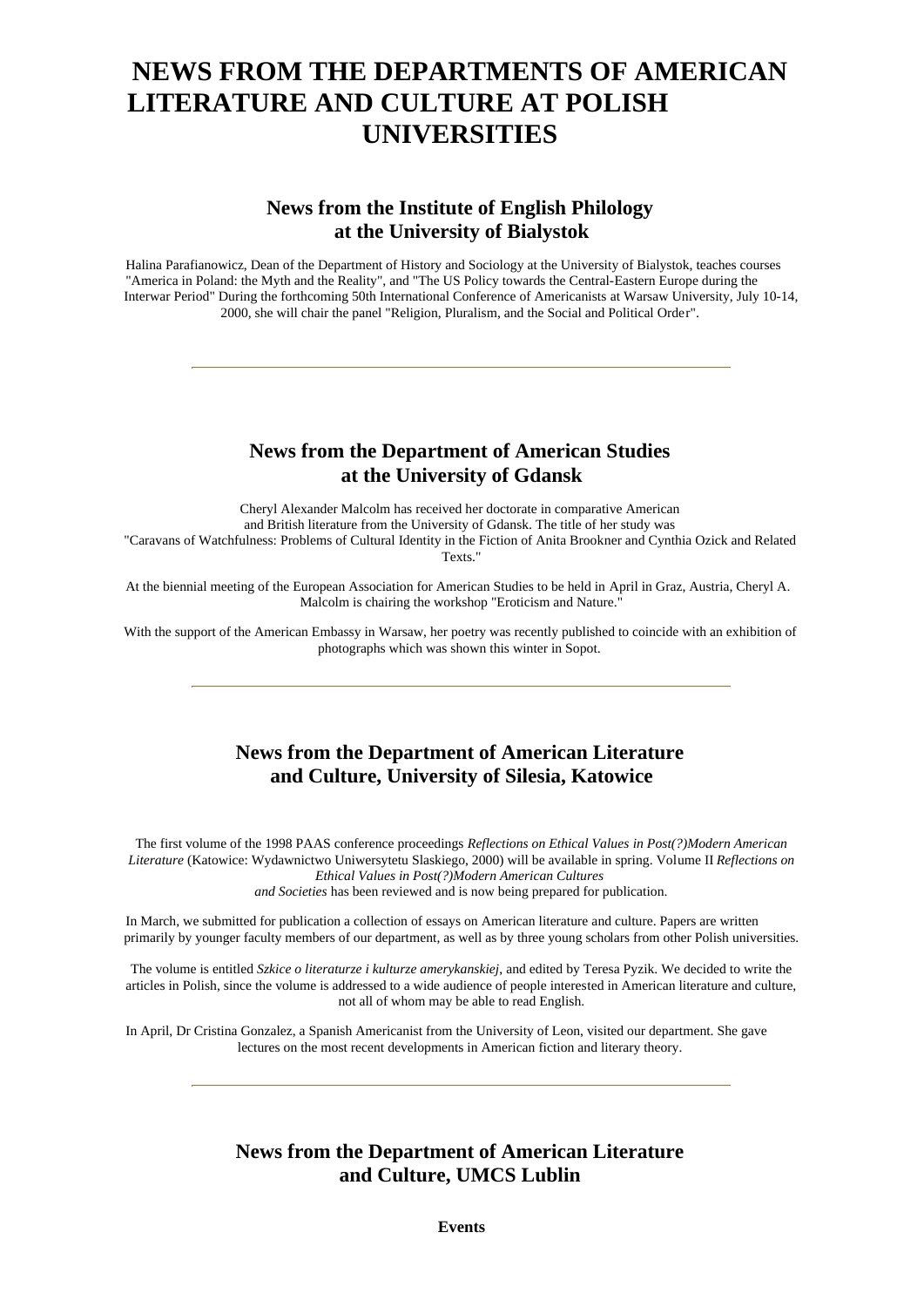# NEWS FROM THE DEPARTMENTS OF AMERICAN LITERATURE AND CULTURE AT POLISH UNIVERSITIES

## News from the Institute of English Philology at the University of Bialystok

Halina Parafianowicz, Dean of the Department of History and Sociology at the University of Bialystok, teaches courses "America in Poland: the Myth and the Reality", and "The US Policy towards the Central-Eastern Europe during the Interwar Period" During the forthcoming 50th International Conference of Americanists at Warsaw University, July 10-14, 2000, she will chair the panel "Religion, Pluralism, and the Social and Political Order".

---

## News from the Department of American Studies at the University of Gdansk

Cheryl Alexander Malcolm has received her doctorate in comparative American and British literature from the University of Gdansk. The title of her study was "Caravans of Watchfulness: Problems of Cultural Identity in the Fiction of Anita Brookner and Cynthia Ozick and Related Texts."

At the biennial meeting of the European Association for American Studies to be held in April in Graz, Austria, Cheryl A. Malcolm is chairing the workshop "Eroticism and Nature."

With the support of the American Embassy in Warsaw, her poetry was recently published to coincide with an exhibition of photographs which was shown this winter in Sopot.

---

## News from the Department of American Literature and Culture, University of Silesia, Katowice

The first volume of the 1998 PAAS conference proceedings *Reflections on Ethical Values in Post(?)Modern American Literature* (Katowice: Wydawnictwo Uniwersytetu Slaskiego, 2000) will be available in spring. Volume II *Reflections on Ethical Values in Post(?)Modern American Cultures and Societies* has been reviewed and is now being prepared for publication.

In March, we submitted for publication a collection of essays on American literature and culture. Papers are written primarily by younger faculty members of our department, as well as by three young scholars from other Polish universities.

The volume is entitled *Szkice o literaturze i kulturze amerykanskiej*, and edited by Teresa Pyzik. We decided to write the articles in Polish, since the volume is addressed to a wide audience of people interested in American literature and culture, not all of whom may be able to read English.

In April, Dr Cristina Gonzalez, a Spanish Americanist from the University of Leon, visited our department. She gave lectures on the most recent developments in American fiction and literary theory.

---

## News from the Department of American Literature and Culture, UMCS Lublin

**Events**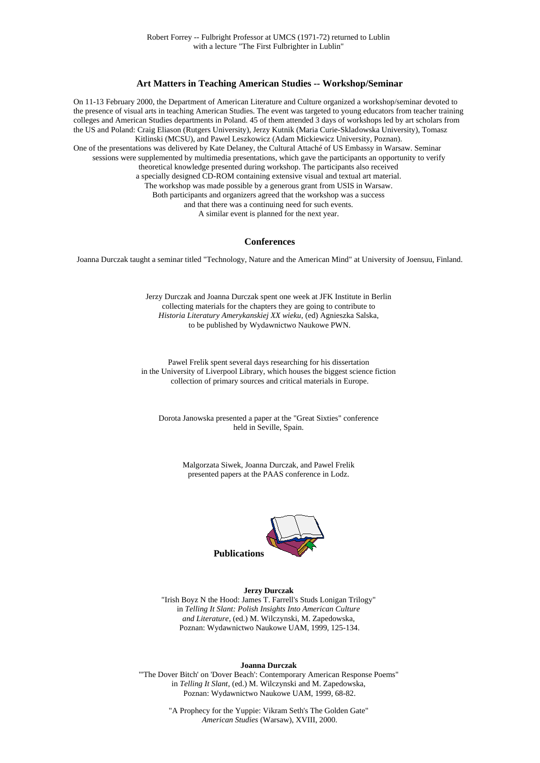Robert Forrey -- Fulbright Professor at UMCS (1971-72) returned to Lublin with a lecture "The First Fulbrighter in Lublin"

### Art Matters in Teaching American Studies -- Workshop/Seminar

On 11-13 February 2000, the Department of American Literature and Culture organized a workshop/seminar devoted to the presence of visual arts in teaching American Studies. The event was targeted to young educators from teacher training colleges and American Studies departments in Poland. 45 of them attended 3 days of workshops led by art scholars from the US and Poland: Craig Eliason (Rutgers University), Jerzy Kutnik (Maria Curie-Skladowska University), Tomasz Kitlinski (MCSU), and Pawel Leszkowicz (Adam Mickiewicz University, Poznan).

One of the presentations was delivered by Kate Delaney, the Cultural Attaché of US Embassy in Warsaw. Seminar sessions were supplemented by multimedia presentations, which gave the participants an opportunity to verify theoretical knowledge presented during workshop. The participants also received a specially designed CD-ROM containing extensive visual and textual art material. The workshop was made possible by a generous grant from USIS in Warsaw. Both participants and organizers agreed that the workshop was a success and that there was a continuing need for such events. A similar event is planned for the next year.

### Conferences

Joanna Durczak taught a seminar titled "Technology, Nature and the American Mind" at University of Joensuu, Finland.

Jerzy Durczak and Joanna Durczak spent one week at JFK Institute in Berlin collecting materials for the chapters they are going to contribute to *Historia Literatury Amerykanskiej XX wieku*, (ed) Agnieszka Salska, to be published by Wydawnictwo Naukowe PWN.

Pawel Frelik spent several days researching for his dissertation in the University of Liverpool Library, which houses the biggest science fiction collection of primary sources and critical materials in Europe.

Dorota Janowska presented a paper at the "Great Sixties" conference held in Seville, Spain.

Malgorzata Siwek, Joanna Durczak, and Pawel Frelik presented papers at the PAAS conference in Lodz.

### Publications

**Jerzy Durczak**

"Irish Boyz N the Hood: James T. Farrell's Studs Lonigan Trilogy" in *Telling It Slant: Polish Insights Into American Culture and Literature*, (ed.) M. Wilczynski, M. Zapedowska, Poznan: Wydawnictwo Naukowe UAM, 1999, 125-134.

**Joanna Durczak**

"'The Dover Bitch' on 'Dover Beach': Contemporary American Response Poems" in *Telling It Slant*, (ed.) M. Wilczynski and M. Zapedowska, Poznan: Wydawnictwo Naukowe UAM, 1999, 68-82.

"A Prophecy for the Yuppie: Vikram Seth's The Golden Gate" *American Studies* (Warsaw), XVIII, 2000.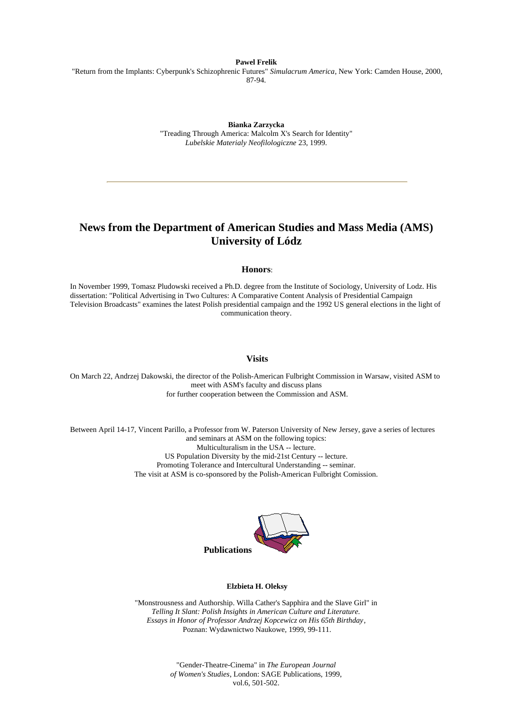**Pawel Frelik**

"Return from the Implants: Cyberpunk's Schizophrenic Futures" *Simulacrum America*, New York: Camden House, 2000, 87-94.

**Bianka Zarzycka**

"Treading Through America: Malcolm X's Search for Identity" *Lubelskie Materialy Neofilologiczne* 23, 1999.

---

## News from the Department of American Studies and Mass Media (AMS) University of Lódz

### Honors:

In November 1999, Tomasz Pludowski received a Ph.D. degree from the Institute of Sociology, University of Lodz. His dissertation: "Political Advertising in Two Cultures: A Comparative Content Analysis of Presidential Campaign Television Broadcasts" examines the latest Polish presidential campaign and the 1992 US general elections in the light of communication theory.

### Visits

On March 22, Andrzej Dakowski, the director of the Polish-American Fulbright Commission in Warsaw, visited ASM to meet with ASM's faculty and discuss plans for further cooperation between the Commission and ASM.

Between April 14-17, Vincent Parillo, a Professor from W. Paterson University of New Jersey, gave a series of lectures and seminars at ASM on the following topics:
Multiculturalism in the USA -- lecture.
US Population Diversity by the mid-21st Century -- lecture.
Promoting Tolerance and Intercultural Understanding -- seminar.
The visit at ASM is co-sponsored by the Polish-American Fulbright Comission.

### Publications

**Elzbieta H. Oleksy**

"Monstrousness and Authorship. Willa Cather's Sapphira and the Slave Girl" in *Telling It Slant: Polish Insights in American Culture and Literature. Essays in Honor of Professor Andrzej Kopcewicz on His 65th Birthday*, Poznan: Wydawnictwo Naukowe, 1999, 99-111.

"Gender-Theatre-Cinema" in *The European Journal of Women's Studies*, London: SAGE Publications, 1999, vol.6, 501-502.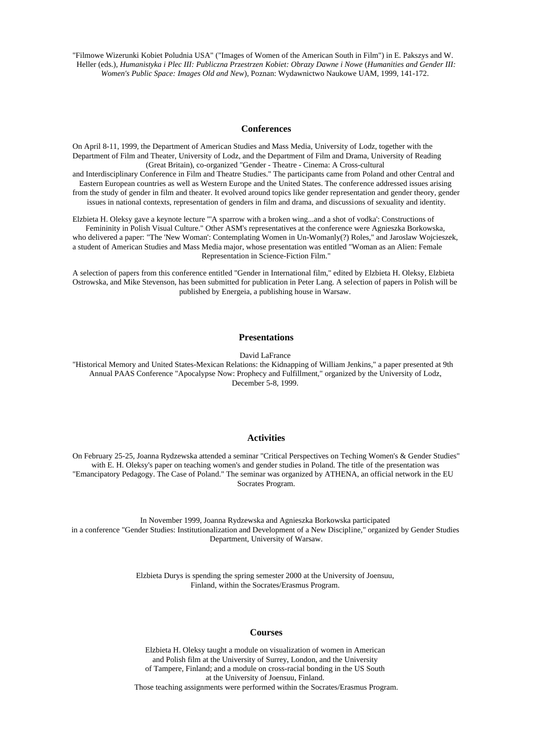"Filmowe Wizerunki Kobiet Poludnia USA" ("Images of Women of the American South in Film") in E. Pakszys and W. Heller (eds.), *Humanistyka i Plec III: Publiczna Przestrzen Kobiet: Obrazy Dawne i Nowe* (*Humanities and Gender III: Women's Public Space: Images Old and New*), Poznan: Wydawnictwo Naukowe UAM, 1999, 141-172.

## Conferences

On April 8-11, 1999, the Department of American Studies and Mass Media, University of Lodz, together with the Department of Film and Theater, University of Lodz, and the Department of Film and Drama, University of Reading (Great Britain), co-organized "Gender - Theatre - Cinema: A Cross-cultural and Interdisciplinary Conference in Film and Theatre Studies." The participants came from Poland and other Central and Eastern European countries as well as Western Europe and the United States. The conference addressed issues arising from the study of gender in film and theater. It evolved around topics like gender representation and gender theory, gender issues in national contexts, representation of genders in film and drama, and discussions of sexuality and identity.

Elzbieta H. Oleksy gave a keynote lecture "'A sparrow with a broken wing...and a shot of vodka': Constructions of Femininity in Polish Visual Culture." Other ASM's representatives at the conference were Agnieszka Borkowska, who delivered a paper: "The 'New Woman': Contemplating Women in Un-Womanly(?) Roles," and Jaroslaw Wojcieszek, a student of American Studies and Mass Media major, whose presentation was entitled "Woman as an Alien: Female Representation in Science-Fiction Film."

A selection of papers from this conference entitled "Gender in International film," edited by Elzbieta H. Oleksy, Elzbieta Ostrowska, and Mike Stevenson, has been submitted for publication in Peter Lang. A selection of papers in Polish will be published by Energeia, a publishing house in Warsaw.

## Presentations

David LaFrance

"Historical Memory and United States-Mexican Relations: the Kidnapping of William Jenkins," a paper presented at 9th Annual PAAS Conference "Apocalypse Now: Prophecy and Fulfillment," organized by the University of Lodz, December 5-8, 1999.

## Activities

On February 25-25, Joanna Rydzewska attended a seminar "Critical Perspectives on Teching Women's & Gender Studies" with E. H. Oleksy's paper on teaching women's and gender studies in Poland. The title of the presentation was "Emancipatory Pedagogy. The Case of Poland." The seminar was organized by ATHENA, an official network in the EU Socrates Program.

In November 1999, Joanna Rydzewska and Agnieszka Borkowska participated in a conference "Gender Studies: Institutionalization and Development of a New Discipline," organized by Gender Studies Department, University of Warsaw.

Elzbieta Durys is spending the spring semester 2000 at the University of Joensuu, Finland, within the Socrates/Erasmus Program.

## Courses

Elzbieta H. Oleksy taught a module on visualization of women in American and Polish film at the University of Surrey, London, and the University of Tampere, Finland; and a module on cross-racial bonding in the US South at the University of Joensuu, Finland.
Those teaching assignments were performed within the Socrates/Erasmus Program.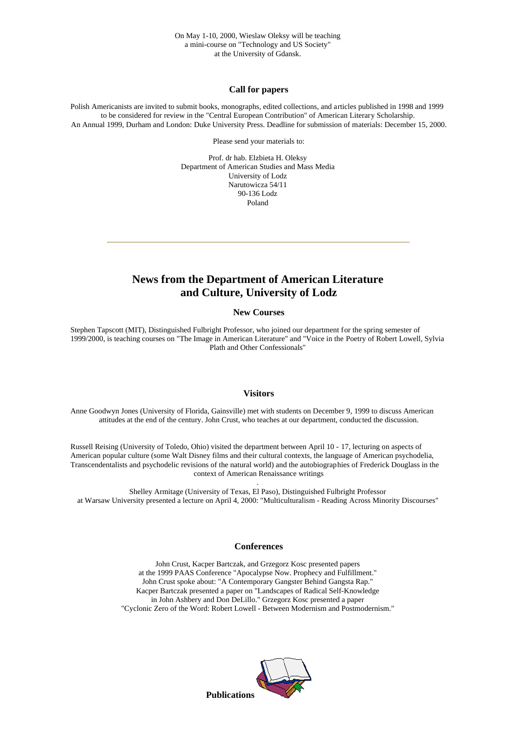On May 1-10, 2000, Wieslaw Oleksy will be teaching a mini-course on "Technology and US Society" at the University of Gdansk.

### Call for papers

Polish Americanists are invited to submit books, monographs, edited collections, and articles published in 1998 and 1999 to be considered for review in the "Central European Contribution" of American Literary Scholarship. An Annual 1999, Durham and London: Duke University Press. Deadline for submission of materials: December 15, 2000.

Please send your materials to:

Prof. dr hab. Elzbieta H. Oleksy
Department of American Studies and Mass Media
University of Lodz
Narutowicza 54/11
90-136 Lodz
Poland

---

## News from the Department of American Literature and Culture, University of Lodz

### New Courses

Stephen Tapscott (MIT), Distinguished Fulbright Professor, who joined our department for the spring semester of 1999/2000, is teaching courses on "The Image in American Literature" and "Voice in the Poetry of Robert Lowell, Sylvia Plath and Other Confessionals"

### Visitors

Anne Goodwyn Jones (University of Florida, Gainsville) met with students on December 9, 1999 to discuss American attitudes at the end of the century. John Crust, who teaches at our department, conducted the discussion.

Russell Reising (University of Toledo, Ohio) visited the department between April 10 - 17, lecturing on aspects of American popular culture (some Walt Disney films and their cultural contexts, the language of American psychodelia, Transcendentalists and psychodelic revisions of the natural world) and the autobiographies of Frederick Douglass in the context of American Renaissance writings

.

Shelley Armitage (University of Texas, El Paso), Distinguished Fulbright Professor at Warsaw University presented a lecture on April 4, 2000: "Multiculturalism - Reading Across Minority Discourses"

### Conferences

John Crust, Kacper Bartczak, and Grzegorz Kosc presented papers at the 1999 PAAS Conference "Apocalypse Now. Prophecy and Fulfillment." John Crust spoke about: "A Contemporary Gangster Behind Gangsta Rap." Kacper Bartczak presented a paper on "Landscapes of Radical Self-Knowledge in John Ashbery and Don DeLillo." Grzegorz Kosc presented a paper "Cyclonic Zero of the Word: Robert Lowell - Between Modernism and Postmodernism."

### Publications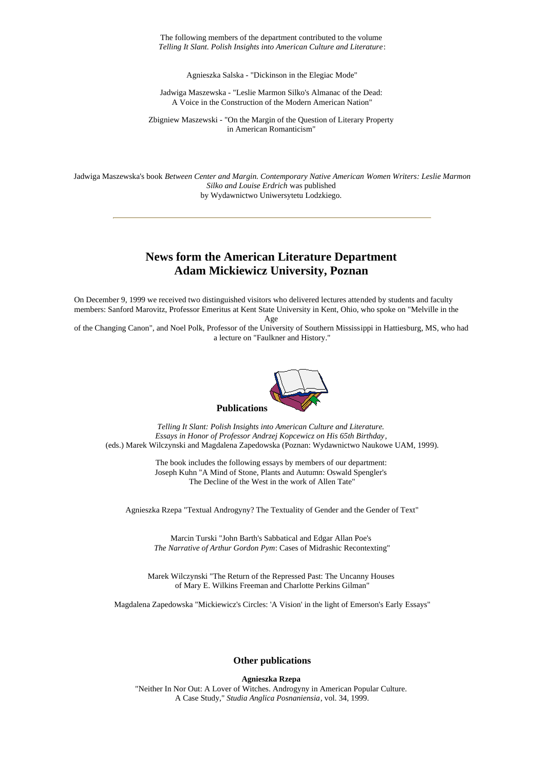The following members of the department contributed to the volume *Telling It Slant. Polish Insights into American Culture and Literature*:

Agnieszka Salska - "Dickinson in the Elegiac Mode"

Jadwiga Maszewska - "Leslie Marmon Silko's Almanac of the Dead: A Voice in the Construction of the Modern American Nation"

Zbigniew Maszewski - "On the Margin of the Question of Literary Property in American Romanticism"

Jadwiga Maszewska's book *Between Center and Margin. Contemporary Native American Women Writers: Leslie Marmon Silko and Louise Erdrich* was published by Wydawnictwo Uniwersytetu Lodzkiego.

---

## News form the American Literature Department Adam Mickiewicz University, Poznan

On December 9, 1999 we received two distinguished visitors who delivered lectures attended by students and faculty members: Sanford Marovitz, Professor Emeritus at Kent State University in Kent, Ohio, who spoke on "Melville in the Age of the Changing Canon", and Noel Polk, Professor of the University of Southern Mississippi in Hattiesburg, MS, who had a lecture on "Faulkner and History."

### Publications

*Telling It Slant: Polish Insights into American Culture and Literature. Essays in Honor of Professor Andrzej Kopcewicz on His 65th Birthday*, (eds.) Marek Wilczynski and Magdalena Zapedowska (Poznan: Wydawnictwo Naukowe UAM, 1999).

The book includes the following essays by members of our department:

Joseph Kuhn "A Mind of Stone, Plants and Autumn: Oswald Spengler's The Decline of the West in the work of Allen Tate"

Agnieszka Rzepa "Textual Androgyny? The Textuality of Gender and the Gender of Text"

Marcin Turski "John Barth's Sabbatical and Edgar Allan Poe's *The Narrative of Arthur Gordon Pym*: Cases of Midrashic Recontexting"

Marek Wilczynski "The Return of the Repressed Past: The Uncanny Houses of Mary E. Wilkins Freeman and Charlotte Perkins Gilman"

Magdalena Zapedowska "Mickiewicz's Circles: 'A Vision' in the light of Emerson's Early Essays"

### Other publications

**Agnieszka Rzepa**

"Neither In Nor Out: A Lover of Witches. Androgyny in American Popular Culture. A Case Study," *Studia Anglica Posnaniensia*, vol. 34, 1999.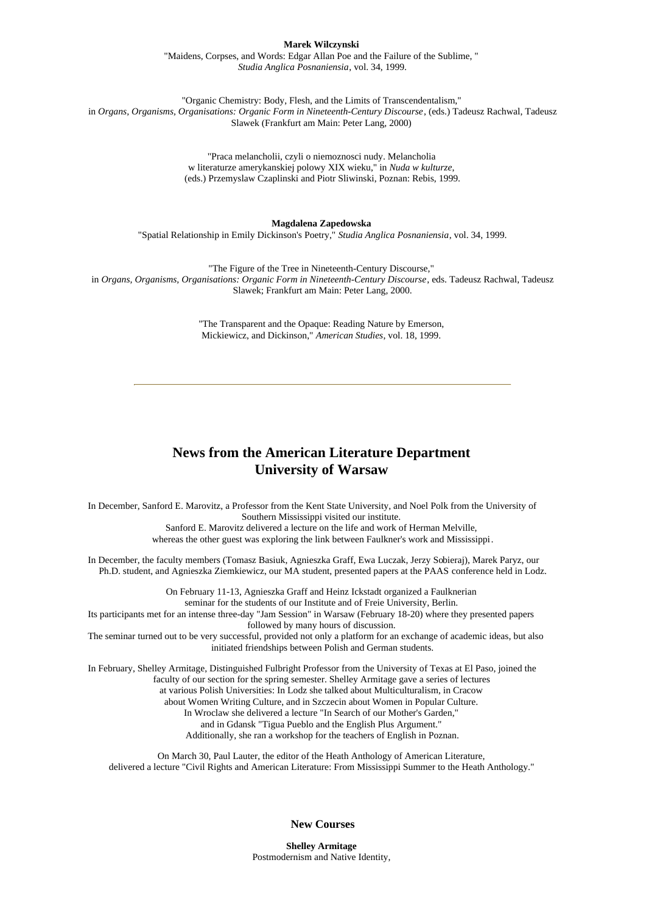**Marek Wilczynski**

"Maidens, Corpses, and Words: Edgar Allan Poe and the Failure of the Sublime, " *Studia Anglica Posnaniensia*, vol. 34, 1999.

"Organic Chemistry: Body, Flesh, and the Limits of Transcendentalism," in *Organs, Organisms, Organisations: Organic Form in Nineteenth-Century Discourse*, (eds.) Tadeusz Rachwal, Tadeusz Slawek (Frankfurt am Main: Peter Lang, 2000)

"Praca melancholii, czyli o niemoznosci nudy. Melancholia w literaturze amerykanskiej polowy XIX wieku," in *Nuda w kulturze*, (eds.) Przemyslaw Czaplinski and Piotr Sliwinski, Poznan: Rebis, 1999.

**Magdalena Zapedowska**

"Spatial Relationship in Emily Dickinson's Poetry," *Studia Anglica Posnaniensia*, vol. 34, 1999.

"The Figure of the Tree in Nineteenth-Century Discourse," in *Organs, Organisms, Organisations: Organic Form in Nineteenth-Century Discourse*, eds. Tadeusz Rachwal, Tadeusz Slawek; Frankfurt am Main: Peter Lang, 2000.

"The Transparent and the Opaque: Reading Nature by Emerson, Mickiewicz, and Dickinson," *American Studies*, vol. 18, 1999.

---

## News from the American Literature Department University of Warsaw

In December, Sanford E. Marovitz, a Professor from the Kent State University, and Noel Polk from the University of Southern Mississippi visited our institute. Sanford E. Marovitz delivered a lecture on the life and work of Herman Melville, whereas the other guest was exploring the link between Faulkner's work and Mississippi.

In December, the faculty members (Tomasz Basiuk, Agnieszka Graff, Ewa Luczak, Jerzy Sobieraj), Marek Paryz, our Ph.D. student, and Agnieszka Ziemkiewicz, our MA student, presented papers at the PAAS conference held in Lodz.

On February 11-13, Agnieszka Graff and Heinz Ickstadt organized a Faulknerian seminar for the students of our Institute and of Freie University, Berlin. Its participants met for an intense three-day "Jam Session" in Warsaw (February 18-20) where they presented papers followed by many hours of discussion. The seminar turned out to be very successful, provided not only a platform for an exchange of academic ideas, but also initiated friendships between Polish and German students.

In February, Shelley Armitage, Distinguished Fulbright Professor from the University of Texas at El Paso, joined the faculty of our section for the spring semester. Shelley Armitage gave a series of lectures at various Polish Universities: In Lodz she talked about Multiculturalism, in Cracow about Women Writing Culture, and in Szczecin about Women in Popular Culture. In Wroclaw she delivered a lecture "In Search of our Mother's Garden," and in Gdansk "Tigua Pueblo and the English Plus Argument." Additionally, she ran a workshop for the teachers of English in Poznan.

On March 30, Paul Lauter, the editor of the Heath Anthology of American Literature, delivered a lecture "Civil Rights and American Literature: From Mississippi Summer to the Heath Anthology."

### New Courses

**Shelley Armitage**

Postmodernism and Native Identity,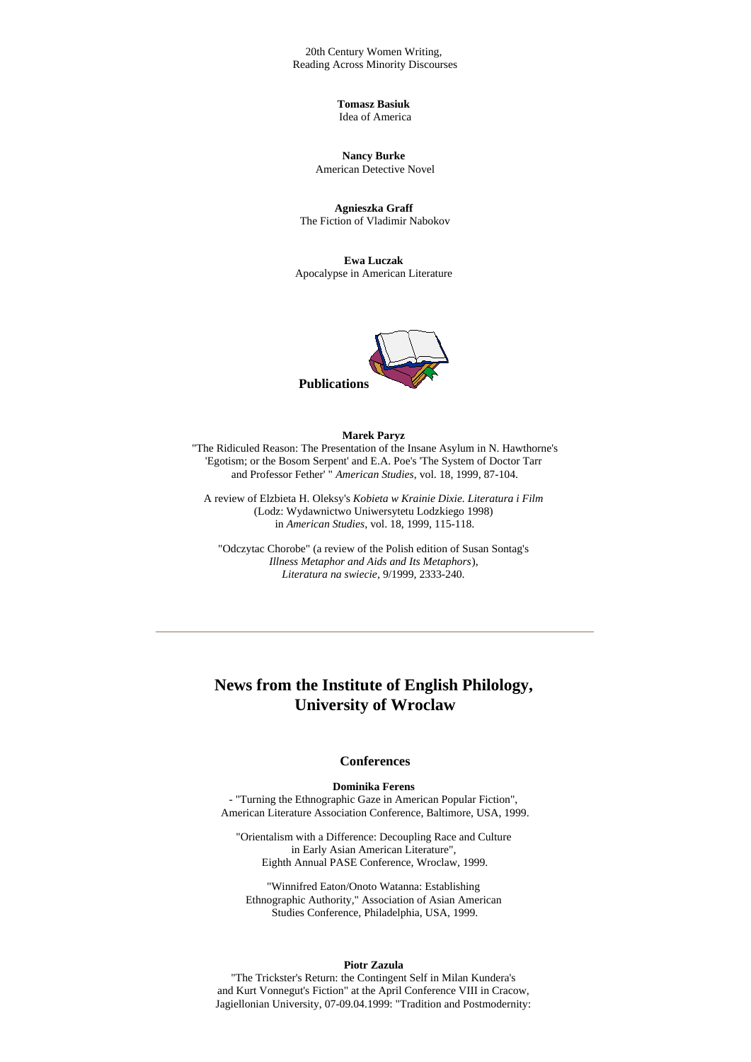20th Century Women Writing,
Reading Across Minority Discourses

**Tomasz Basiuk**
Idea of America

**Nancy Burke**
American Detective Novel

**Agnieszka Graff**
The Fiction of Vladimir Nabokov

**Ewa Luczak**
Apocalypse in American Literature

### Publications

**Marek Paryz**

"The Ridiculed Reason: The Presentation of the Insane Asylum in N. Hawthorne's 'Egotism; or the Bosom Serpent' and E.A. Poe's 'The System of Doctor Tarr and Professor Fether' " *American Studies*, vol. 18, 1999, 87-104.

A review of Elzbieta H. Oleksy's *Kobieta w Krainie Dixie. Literatura i Film* (Lodz: Wydawnictwo Uniwersytetu Lodzkiego 1998) in *American Studies*, vol. 18, 1999, 115-118.

"Odczytac Chorobe" (a review of the Polish edition of Susan Sontag's *Illness Metaphor and Aids and Its Metaphors*), *Literatura na swiecie*, 9/1999, 2333-240.

---

## News from the Institute of English Philology, University of Wroclaw

### Conferences

**Dominika Ferens**

- "Turning the Ethnographic Gaze in American Popular Fiction", American Literature Association Conference, Baltimore, USA, 1999.

"Orientalism with a Difference: Decoupling Race and Culture in Early Asian American Literature", Eighth Annual PASE Conference, Wroclaw, 1999.

"Winnifred Eaton/Onoto Watanna: Establishing Ethnographic Authority," Association of Asian American Studies Conference, Philadelphia, USA, 1999.

**Piotr Zazula**

"The Trickster's Return: the Contingent Self in Milan Kundera's and Kurt Vonnegut's Fiction" at the April Conference VIII in Cracow, Jagiellonian University, 07-09.04.1999: "Tradition and Postmodernity: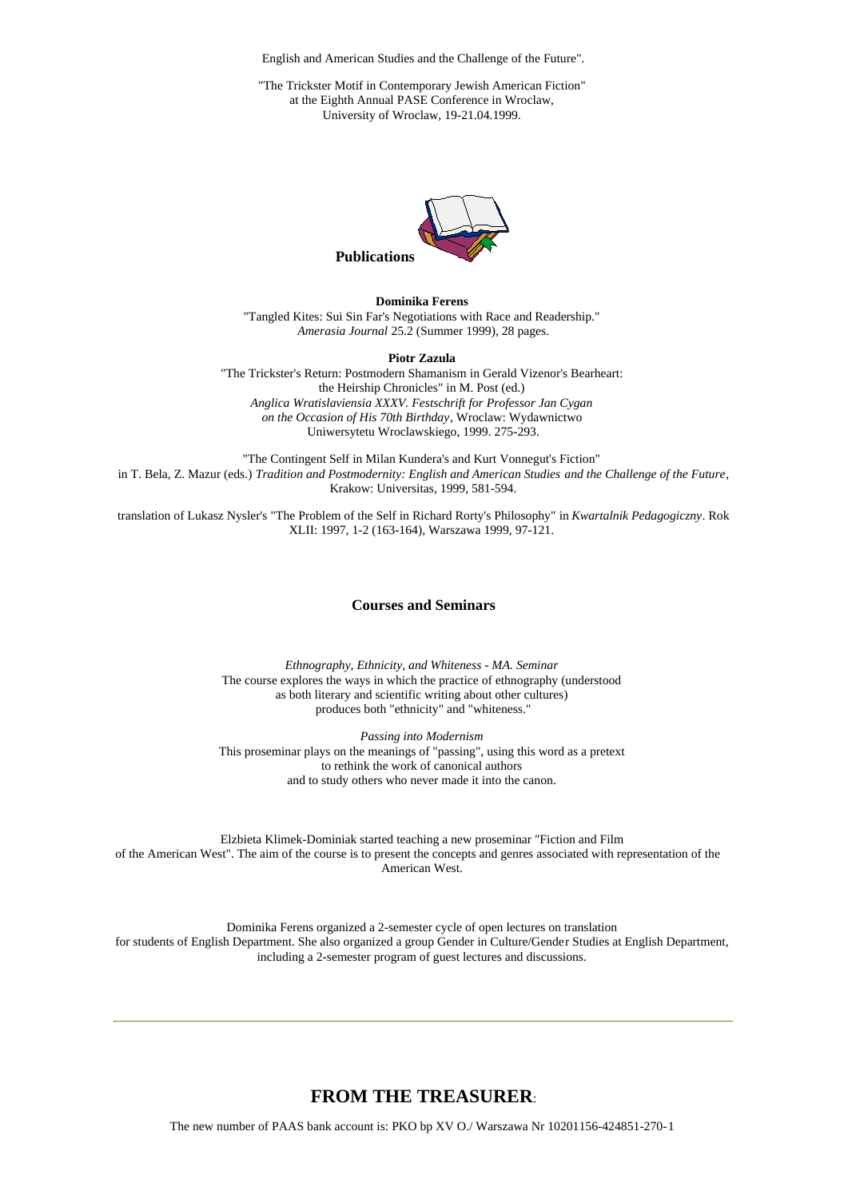English and American Studies and the Challenge of the Future".

"The Trickster Motif in Contemporary Jewish American Fiction" at the Eighth Annual PASE Conference in Wroclaw, University of Wroclaw, 19-21.04.1999.

## Publications

**Dominika Ferens**

"Tangled Kites: Sui Sin Far's Negotiations with Race and Readership." *Amerasia Journal* 25.2 (Summer 1999), 28 pages.

**Piotr Zazula**

"The Trickster's Return: Postmodern Shamanism in Gerald Vizenor's Bearheart: the Heirship Chronicles" in M. Post (ed.) *Anglica Wratislaviensia XXXV. Festschrift for Professor Jan Cygan on the Occasion of His 70th Birthday*, Wroclaw: Wydawnictwo Uniwersytetu Wroclawskiego, 1999. 275-293.

"The Contingent Self in Milan Kundera's and Kurt Vonnegut's Fiction" in T. Bela, Z. Mazur (eds.) *Tradition and Postmodernity: English and American Studies and the Challenge of the Future*, Krakow: Universitas, 1999, 581-594.

translation of Lukasz Nysler's "The Problem of the Self in Richard Rorty's Philosophy" in *Kwartalnik Pedagogiczny*. Rok XLII: 1997, 1-2 (163-164), Warszawa 1999, 97-121.

## Courses and Seminars

*Ethnography, Ethnicity, and Whiteness - MA. Seminar*
The course explores the ways in which the practice of ethnography (understood as both literary and scientific writing about other cultures) produces both "ethnicity" and "whiteness."

*Passing into Modernism*
This proseminar plays on the meanings of "passing", using this word as a pretext to rethink the work of canonical authors and to study others who never made it into the canon.

Elzbieta Klimek-Dominiak started teaching a new proseminar "Fiction and Film of the American West". The aim of the course is to present the concepts and genres associated with representation of the American West.

Dominika Ferens organized a 2-semester cycle of open lectures on translation for students of English Department. She also organized a group Gender in Culture/Gender Studies at English Department, including a 2-semester program of guest lectures and discussions.

---

## FROM THE TREASURER:

The new number of PAAS bank account is: PKO bp XV O./ Warszawa Nr 10201156-424851-270-1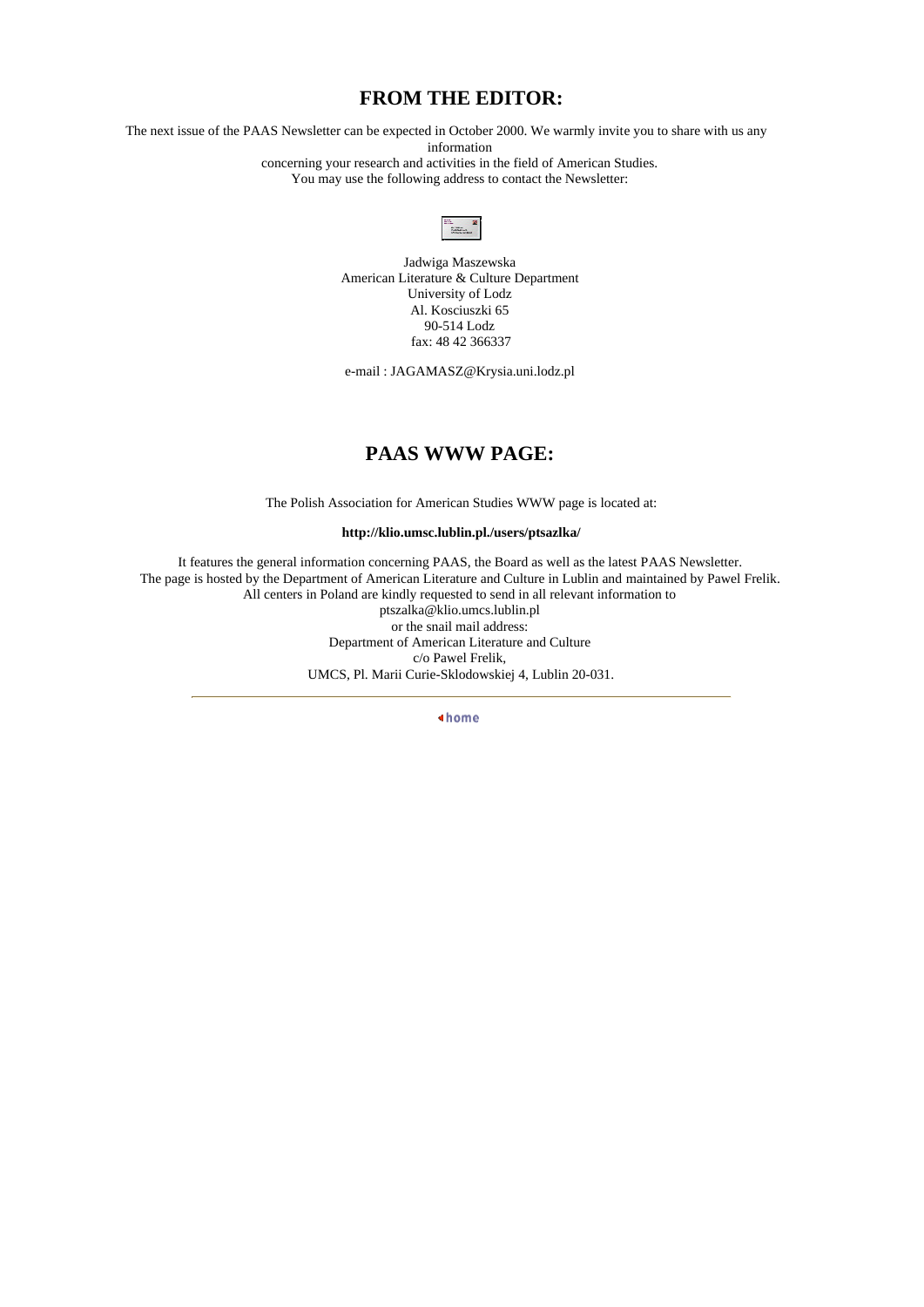## FROM THE EDITOR:

The next issue of the PAAS Newsletter can be expected in October 2000. We warmly invite you to share with us any information concerning your research and activities in the field of American Studies.
You may use the following address to contact the Newsletter:

Jadwiga Maszewska
American Literature & Culture Department
University of Lodz
Al. Kosciuszki 65
90-514 Lodz
fax: 48 42 366337

e-mail : JAGAMASZ@Krysia.uni.lodz.pl

## PAAS WWW PAGE:

The Polish Association for American Studies WWW page is located at:

**http://klio.umsc.lublin.pl./users/ptsazlka/**

It features the general information concerning PAAS, the Board as well as the latest PAAS Newsletter.
The page is hosted by the Department of American Literature and Culture in Lublin and maintained by Pawel Frelik.
All centers in Poland are kindly requested to send in all relevant information to
ptszalka@klio.umcs.lublin.pl
or the snail mail address:
Department of American Literature and Culture
c/o Pawel Frelik,
UMCS, Pl. Marii Curie-Sklodowskiej 4, Lublin 20-031.

---

home